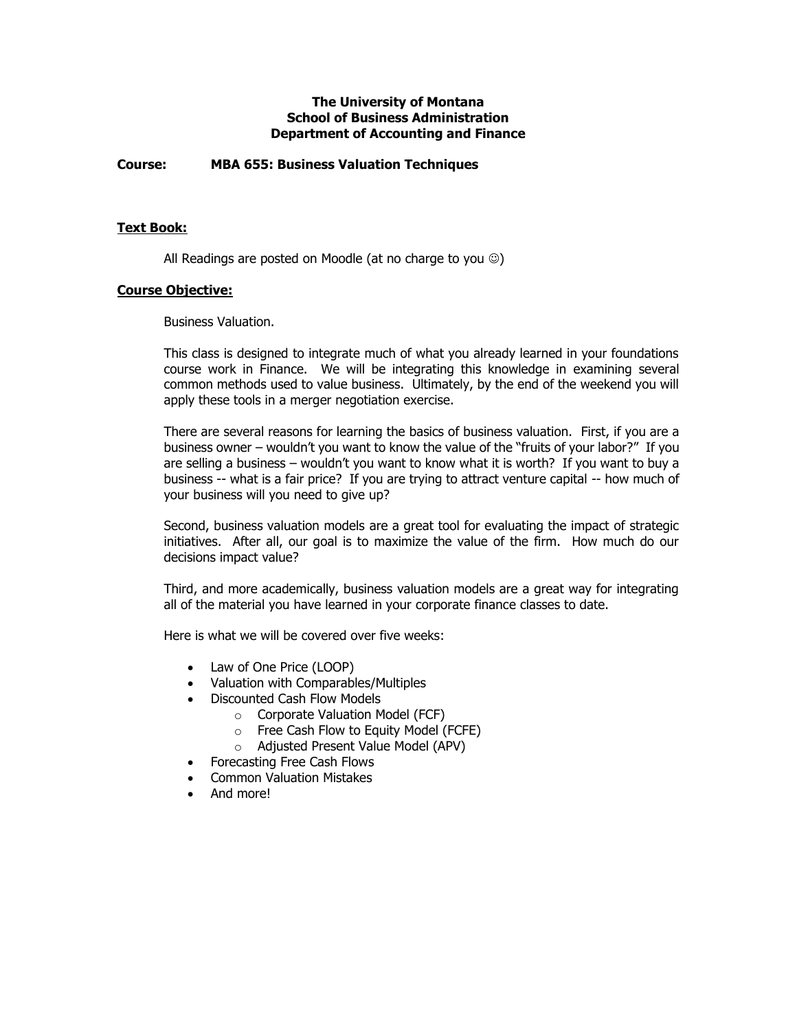**The University of Montana**
**School of Business Administration**
**Department of Accounting and Finance**

**Course: MBA 655: Business Valuation Techniques**

## Text Book:

All Readings are posted on Moodle (at no charge to you ☺)

## Course Objective:

Business Valuation.

This class is designed to integrate much of what you already learned in your foundations course work in Finance. We will be integrating this knowledge in examining several common methods used to value business. Ultimately, by the end of the weekend you will apply these tools in a merger negotiation exercise.

There are several reasons for learning the basics of business valuation. First, if you are a business owner – wouldn't you want to know the value of the "fruits of your labor?" If you are selling a business – wouldn't you want to know what it is worth? If you want to buy a business -- what is a fair price? If you are trying to attract venture capital -- how much of your business will you need to give up?

Second, business valuation models are a great tool for evaluating the impact of strategic initiatives. After all, our goal is to maximize the value of the firm. How much do our decisions impact value?

Third, and more academically, business valuation models are a great way for integrating all of the material you have learned in your corporate finance classes to date.

Here is what we will be covered over five weeks:

- Law of One Price (LOOP)
- Valuation with Comparables/Multiples
- Discounted Cash Flow Models
    - Corporate Valuation Model (FCF)
    - Free Cash Flow to Equity Model (FCFE)
    - Adjusted Present Value Model (APV)
- Forecasting Free Cash Flows
- Common Valuation Mistakes
- And more!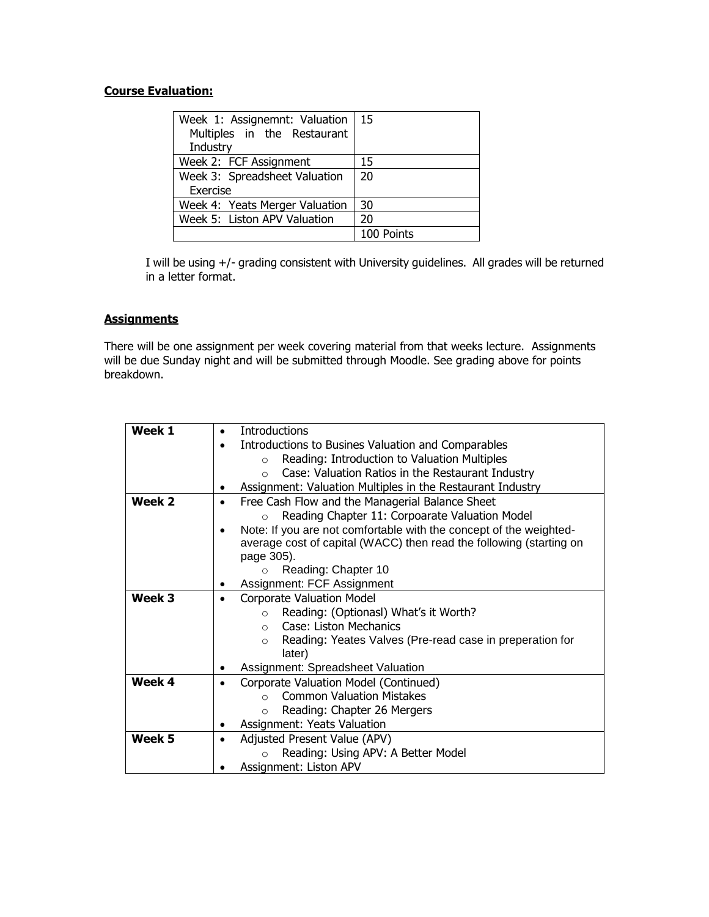**Course Evaluation:**

| | |
|---|---|
| Week 1: Assignemnt: Valuation Multiples in the Restaurant Industry | 15 |
| Week 2: FCF Assignment | 15 |
| Week 3: Spreadsheet Valuation Exercise | 20 |
| Week 4: Yeats Merger Valuation | 30 |
| Week 5: Liston APV Valuation | 20 |
| | 100 Points |

I will be using +/- grading consistent with University guidelines. All grades will be returned in a letter format.

**Assignments**

There will be one assignment per week covering material from that weeks lecture. Assignments will be due Sunday night and will be submitted through Moodle. See grading above for points breakdown.

| | |
|---|---|
| **Week 1** | • Introductions<br>• Introductions to Busines Valuation and Comparables<br>  ○ Reading: Introduction to Valuation Multiples<br>  ○ Case: Valuation Ratios in the Restaurant Industry<br>• Assignment: Valuation Multiples in the Restaurant Industry |
| **Week 2** | • Free Cash Flow and the Managerial Balance Sheet<br>  ○ Reading Chapter 11: Corpoarate Valuation Model<br>• Note: If you are not comfortable with the concept of the weighted-average cost of capital (WACC) then read the following (starting on page 305).<br>  ○ Reading: Chapter 10<br>• Assignment: FCF Assignment |
| **Week 3** | • Corporate Valuation Model<br>  ○ Reading: (Optionasl) What's it Worth?<br>  ○ Case: Liston Mechanics<br>  ○ Reading: Yeates Valves (Pre-read case in preperation for later)<br>• Assignment: Spreadsheet Valuation |
| **Week 4** | • Corporate Valuation Model (Continued)<br>  ○ Common Valuation Mistakes<br>  ○ Reading: Chapter 26 Mergers<br>• Assignment: Yeats Valuation |
| **Week 5** | • Adjusted Present Value (APV)<br>  ○ Reading: Using APV: A Better Model<br>• Assignment: Liston APV |